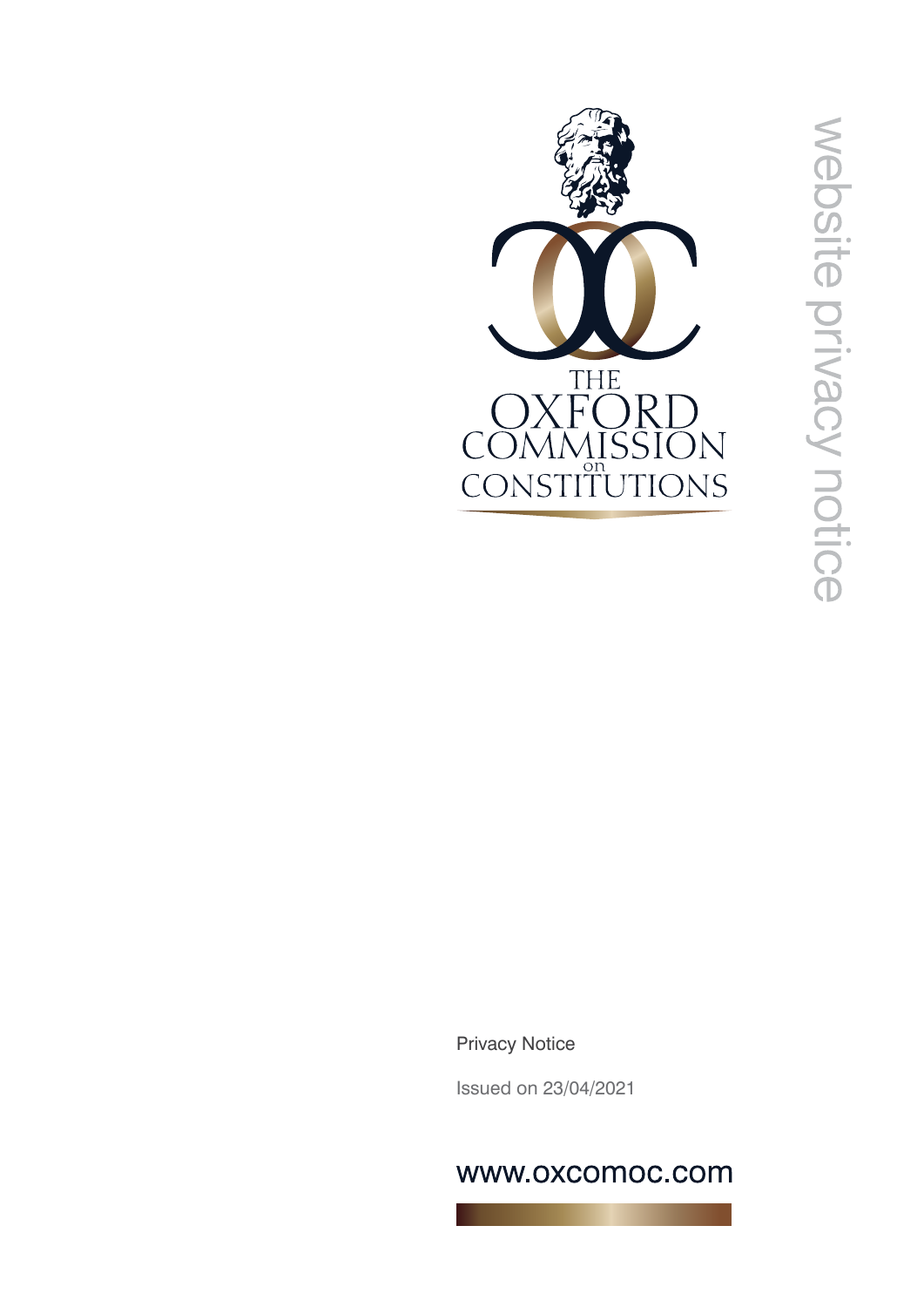# THE OXFORD COMMISSION on CONSTITUTIONS

website privacy notice

Privacy Notice

Issued on 23/04/2021

www.oxcomoc.com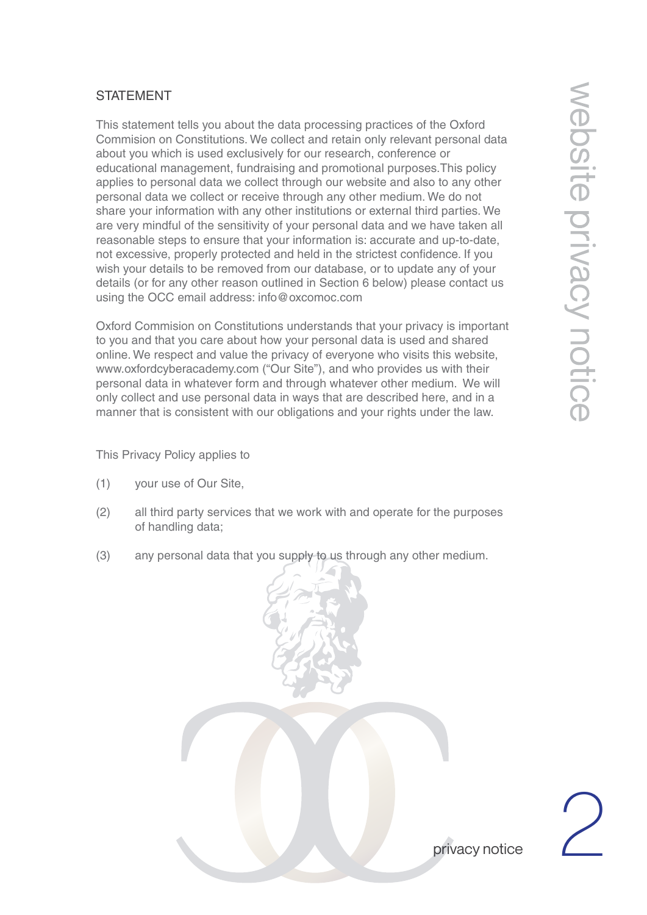## STATEMENT

This statement tells you about the data processing practices of the Oxford Commision on Constitutions. We collect and retain only relevant personal data about you which is used exclusively for our research, conference or educational management, fundraising and promotional purposes.This policy applies to personal data we collect through our website and also to any other personal data we collect or receive through any other medium. We do not share your information with any other institutions or external third parties. We are very mindful of the sensitivity of your personal data and we have taken all reasonable steps to ensure that your information is: accurate and up-to-date, not excessive, properly protected and held in the strictest confidence. If you wish your details to be removed from our database, or to update any of your details (or for any other reason outlined in Section 6 below) please contact us using the OCC email address: info@oxcomoc.com

Oxford Commision on Constitutions understands that your privacy is important to you and that you care about how your personal data is used and shared online. We respect and value the privacy of everyone who visits this website, www.oxfordcyberacademy.com ("Our Site"), and who provides us with their personal data in whatever form and through whatever other medium. We will only collect and use personal data in ways that are described here, and in a manner that is consistent with our obligations and your rights under the law.

This Privacy Policy applies to

(1) your use of Our Site,

(2) all third party services that we work with and operate for the purposes of handling data;

(3) any personal data that you supply to us through any other medium.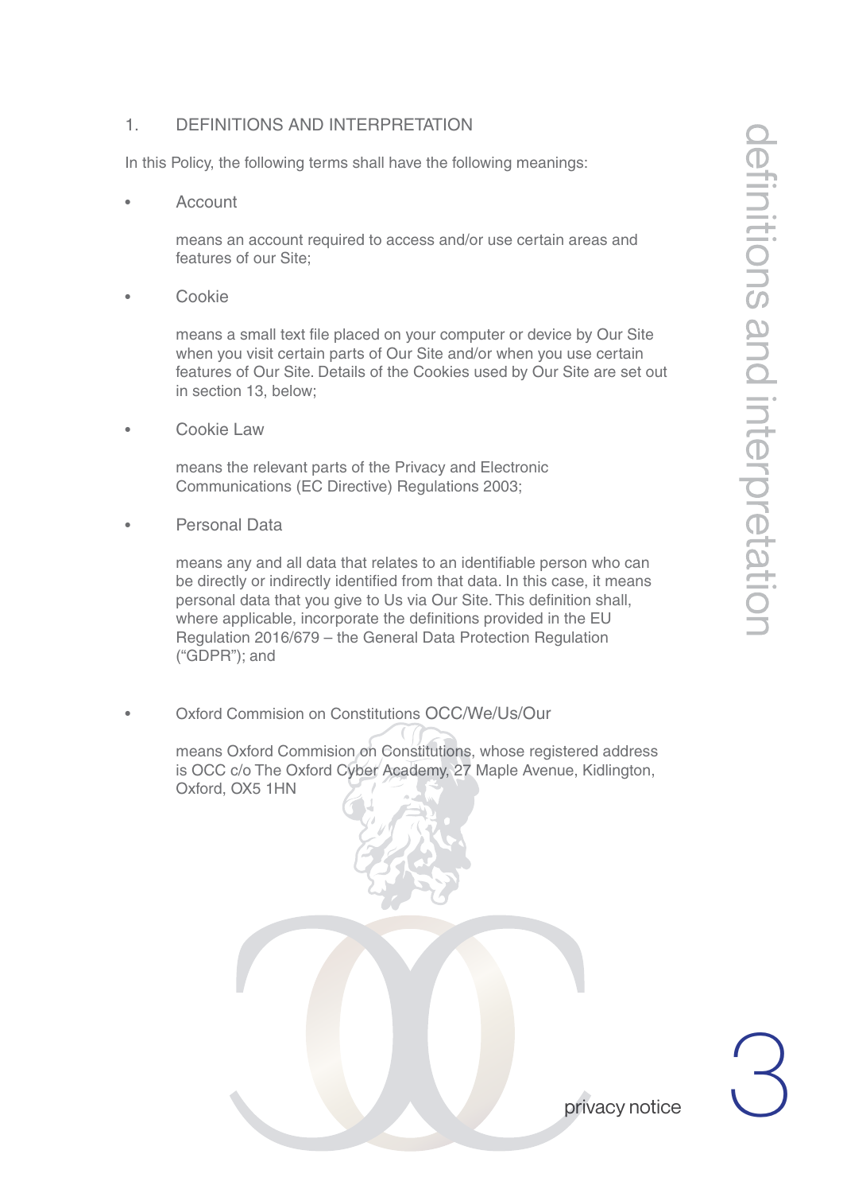## 1. DEFINITIONS AND INTERPRETATION

In this Policy, the following terms shall have the following meanings:

- **Account**

  means an account required to access and/or use certain areas and features of our Site;

- **Cookie**

  means a small text file placed on your computer or device by Our Site when you visit certain parts of Our Site and/or when you use certain features of Our Site. Details of the Cookies used by Our Site are set out in section 13, below;

- **Cookie Law**

  means the relevant parts of the Privacy and Electronic Communications (EC Directive) Regulations 2003;

- **Personal Data**

  means any and all data that relates to an identifiable person who can be directly or indirectly identified from that data. In this case, it means personal data that you give to Us via Our Site. This definition shall, where applicable, incorporate the definitions provided in the EU Regulation 2016/679 – the General Data Protection Regulation ("GDPR"); and

- **Oxford Commision on Constitutions OCC/We/Us/Our**

  means Oxford Commision on Constitutions, whose registered address is OCC c/o The Oxford Cyber Academy, 27 Maple Avenue, Kidlington, Oxford, OX5 1HN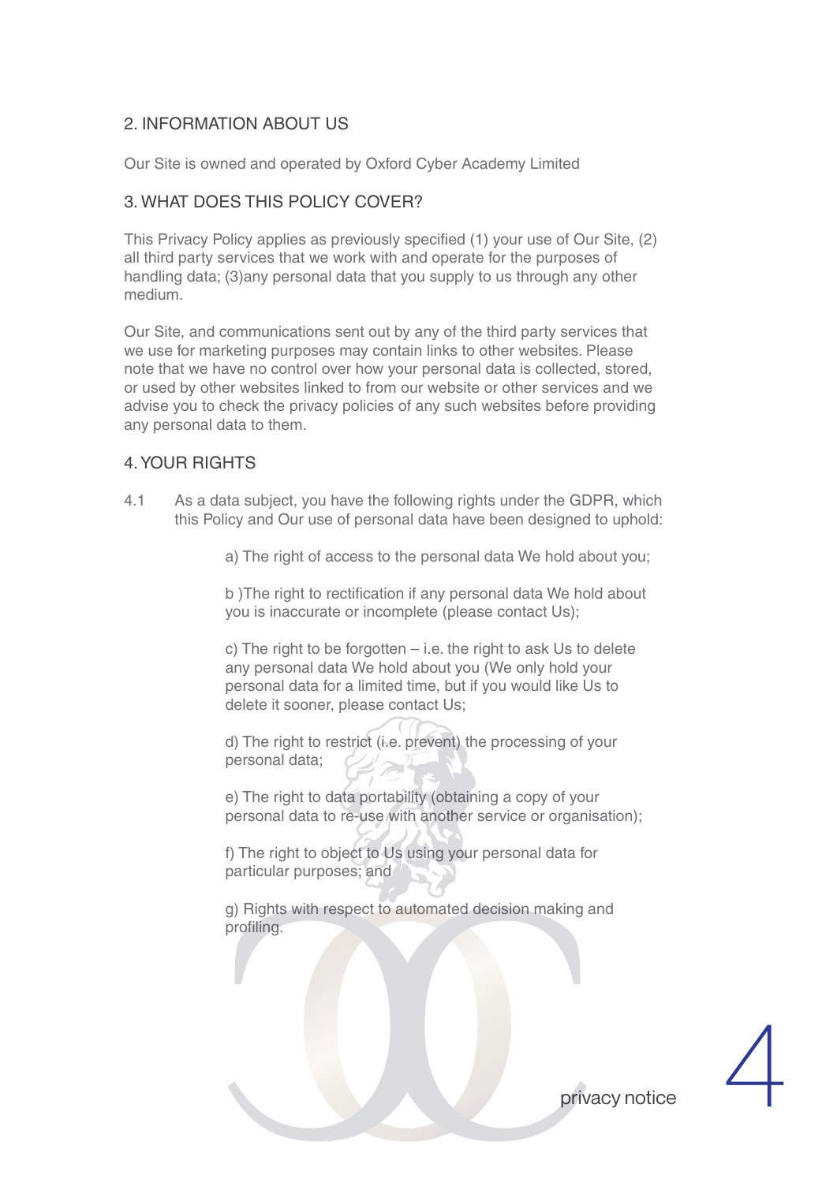## 2. INFORMATION ABOUT US

Our Site is owned and operated by Oxford Cyber Academy Limited

## 3. WHAT DOES THIS POLICY COVER?

This Privacy Policy applies as previously specified (1) your use of Our Site, (2) all third party services that we work with and operate for the purposes of handling data; (3)any personal data that you supply to us through any other medium.

Our Site, and communications sent out by any of the third party services that we use for marketing purposes may contain links to other websites. Please note that we have no control over how your personal data is collected, stored, or used by other websites linked to from our website or other services and we advise you to check the privacy policies of any such websites before providing any personal data to them.

## 4. YOUR RIGHTS

4.1 As a data subject, you have the following rights under the GDPR, which this Policy and Our use of personal data have been designed to uphold:

a) The right of access to the personal data We hold about you;

b )The right to rectification if any personal data We hold about you is inaccurate or incomplete (please contact Us);

c) The right to be forgotten – i.e. the right to ask Us to delete any personal data We hold about you (We only hold your personal data for a limited time, but if you would like Us to delete it sooner, please contact Us;

d) The right to restrict (i.e. prevent) the processing of your personal data;

e) The right to data portability (obtaining a copy of your personal data to re-use with another service or organisation);

f) The right to object to Us using your personal data for particular purposes; and

g) Rights with respect to automated decision making and profiling.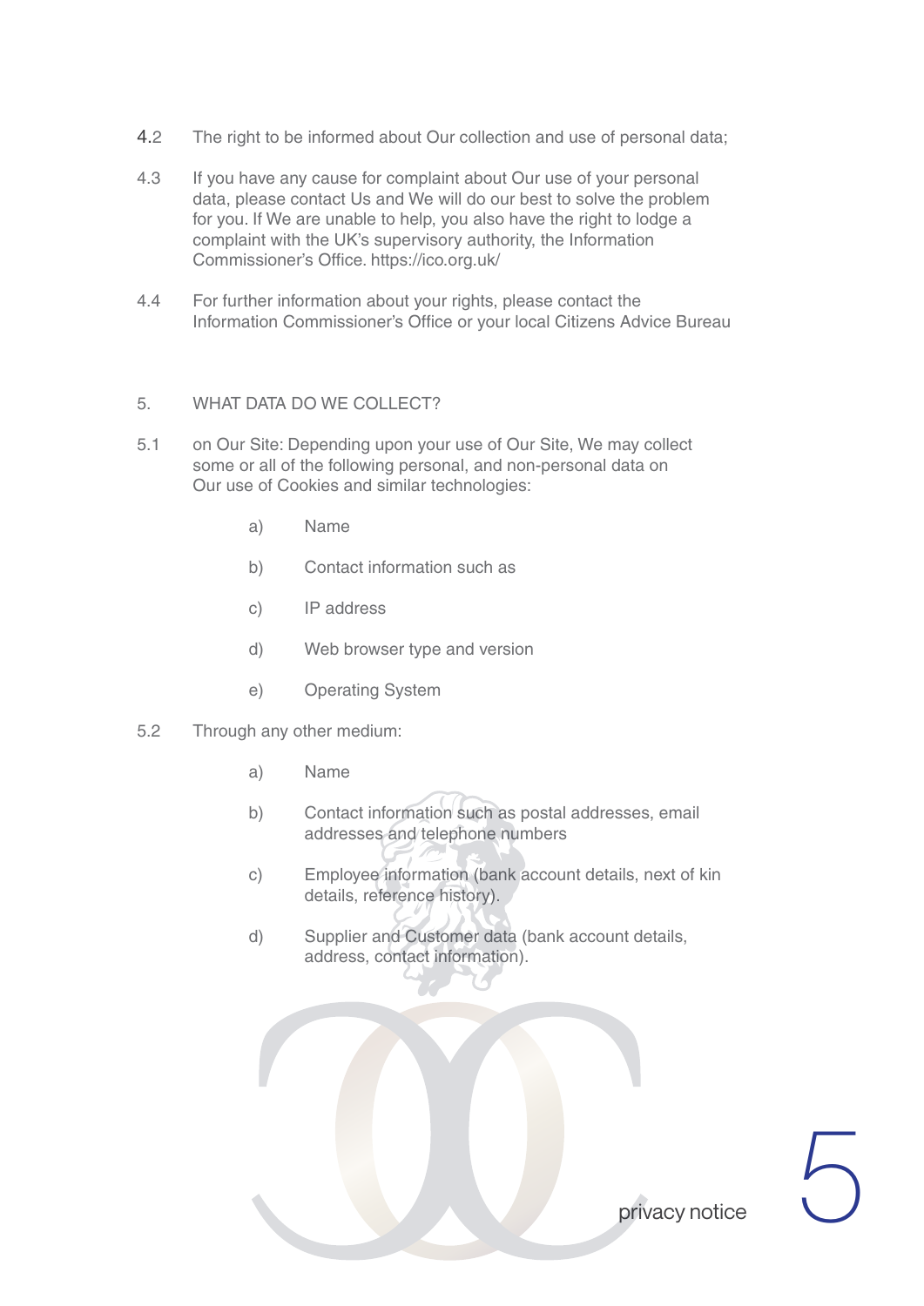4.2 The right to be informed about Our collection and use of personal data;

4.3 If you have any cause for complaint about Our use of your personal data, please contact Us and We will do our best to solve the problem for you. If We are unable to help, you also have the right to lodge a complaint with the UK's supervisory authority, the Information Commissioner's Office. https://ico.org.uk/

4.4 For further information about your rights, please contact the Information Commissioner's Office or your local Citizens Advice Bureau

## 5. WHAT DATA DO WE COLLECT?

5.1 on Our Site: Depending upon your use of Our Site, We may collect some or all of the following personal, and non-personal data on Our use of Cookies and similar technologies:

- a) Name
- b) Contact information such as
- c) IP address
- d) Web browser type and version
- e) Operating System

5.2 Through any other medium:

- a) Name
- b) Contact information such as postal addresses, email addresses and telephone numbers
- c) Employee information (bank account details, next of kin details, reference history).
- d) Supplier and Customer data (bank account details, address, contact information).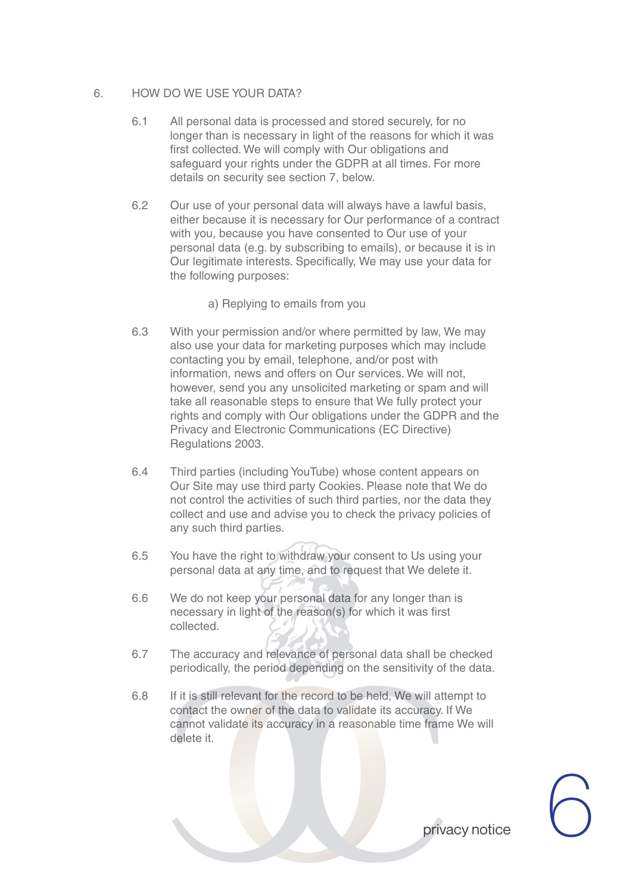## 6. HOW DO WE USE YOUR DATA?

6.1 All personal data is processed and stored securely, for no longer than is necessary in light of the reasons for which it was first collected. We will comply with Our obligations and safeguard your rights under the GDPR at all times. For more details on security see section 7, below.

6.2 Our use of your personal data will always have a lawful basis, either because it is necessary for Our performance of a contract with you, because you have consented to Our use of your personal data (e.g. by subscribing to emails), or because it is in Our legitimate interests. Specifically, We may use your data for the following purposes:

a) Replying to emails from you

6.3 With your permission and/or where permitted by law, We may also use your data for marketing purposes which may include contacting you by email, telephone, and/or post with information, news and offers on Our services. We will not, however, send you any unsolicited marketing or spam and will take all reasonable steps to ensure that We fully protect your rights and comply with Our obligations under the GDPR and the Privacy and Electronic Communications (EC Directive) Regulations 2003.

6.4 Third parties (including YouTube) whose content appears on Our Site may use third party Cookies. Please note that We do not control the activities of such third parties, nor the data they collect and use and advise you to check the privacy policies of any such third parties.

6.5 You have the right to withdraw your consent to Us using your personal data at any time, and to request that We delete it.

6.6 We do not keep your personal data for any longer than is necessary in light of the reason(s) for which it was first collected.

6.7 The accuracy and relevance of personal data shall be checked periodically, the period depending on the sensitivity of the data.

6.8 If it is still relevant for the record to be held, We will attempt to contact the owner of the data to validate its accuracy. If We cannot validate its accuracy in a reasonable time frame We will delete it.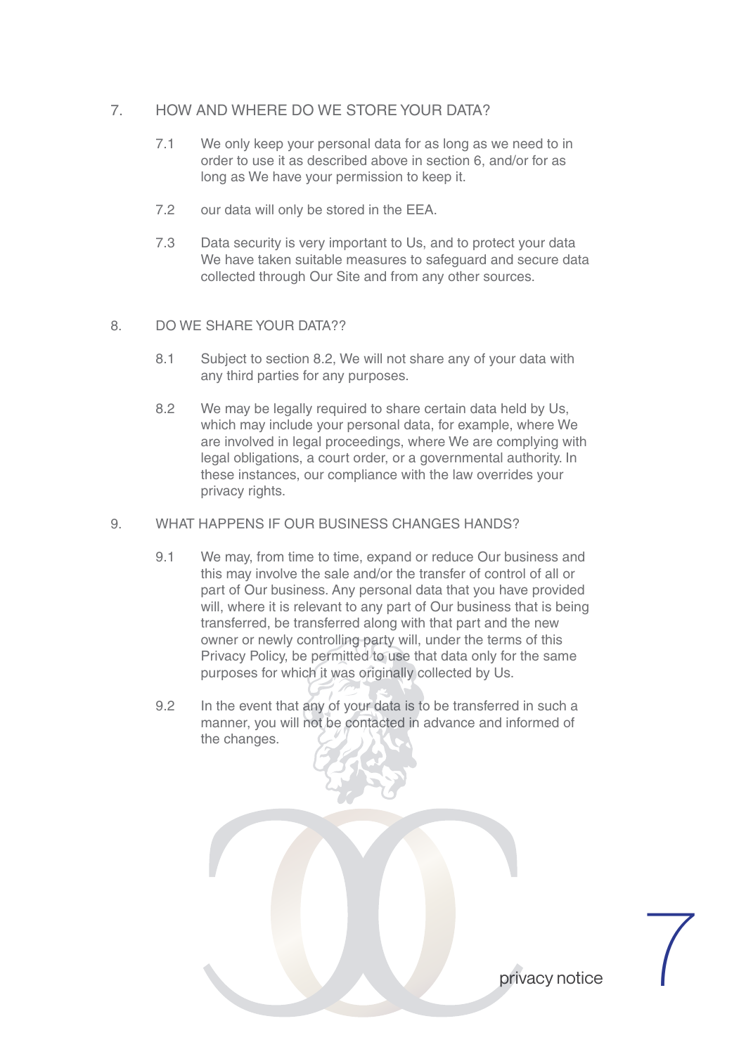## 7. HOW AND WHERE DO WE STORE YOUR DATA?

7.1 We only keep your personal data for as long as we need to in order to use it as described above in section 6, and/or for as long as We have your permission to keep it.

7.2 our data will only be stored in the EEA.

7.3 Data security is very important to Us, and to protect your data We have taken suitable measures to safeguard and secure data collected through Our Site and from any other sources.

## 8. DO WE SHARE YOUR DATA??

8.1 Subject to section 8.2, We will not share any of your data with any third parties for any purposes.

8.2 We may be legally required to share certain data held by Us, which may include your personal data, for example, where We are involved in legal proceedings, where We are complying with legal obligations, a court order, or a governmental authority. In these instances, our compliance with the law overrides your privacy rights.

## 9. WHAT HAPPENS IF OUR BUSINESS CHANGES HANDS?

9.1 We may, from time to time, expand or reduce Our business and this may involve the sale and/or the transfer of control of all or part of Our business. Any personal data that you have provided will, where it is relevant to any part of Our business that is being transferred, be transferred along with that part and the new owner or newly controlling party will, under the terms of this Privacy Policy, be permitted to use that data only for the same purposes for which it was originally collected by Us.

9.2 In the event that any of your data is to be transferred in such a manner, you will not be contacted in advance and informed of the changes.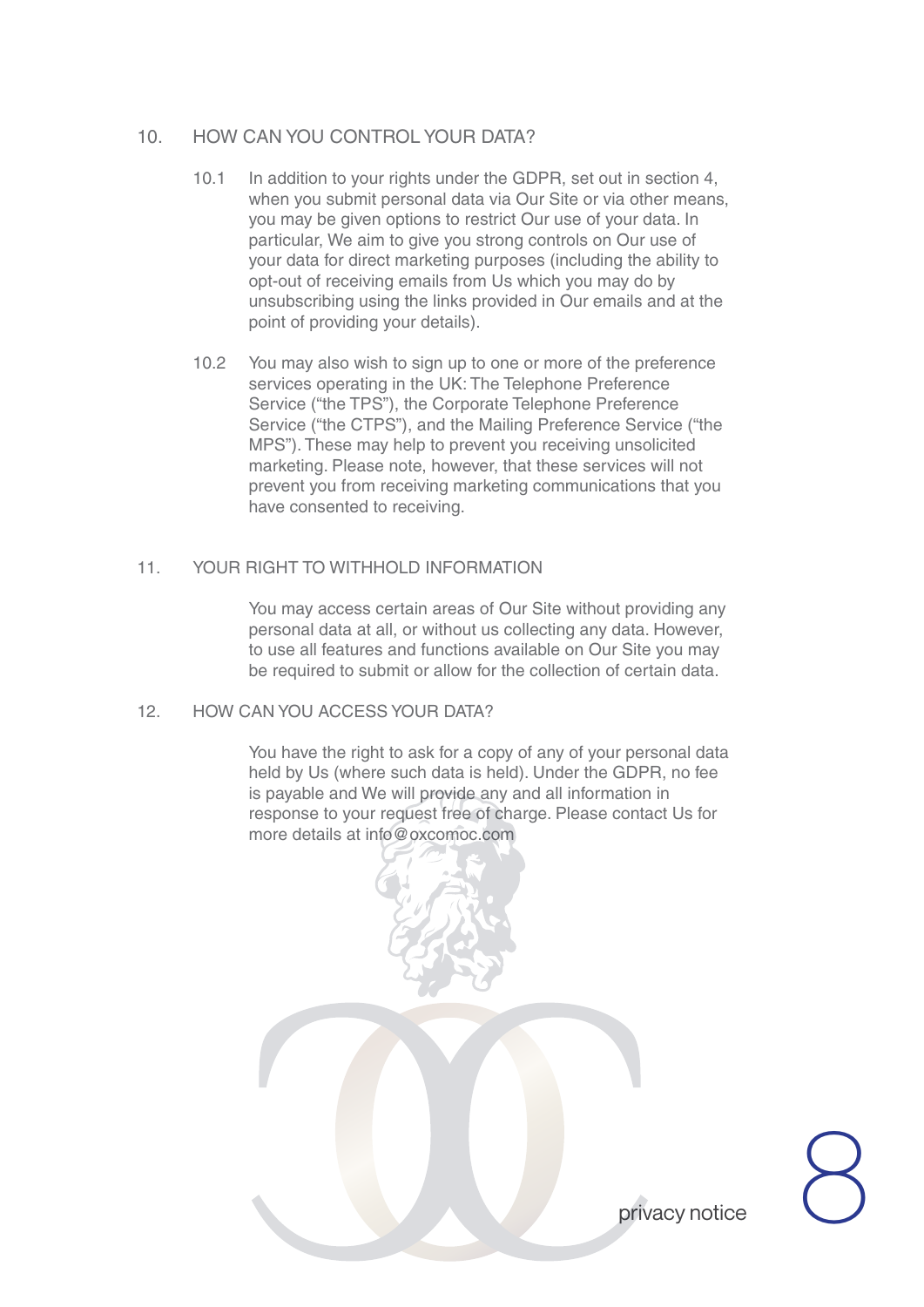## 10. HOW CAN YOU CONTROL YOUR DATA?

10.1 In addition to your rights under the GDPR, set out in section 4, when you submit personal data via Our Site or via other means, you may be given options to restrict Our use of your data. In particular, We aim to give you strong controls on Our use of your data for direct marketing purposes (including the ability to opt-out of receiving emails from Us which you may do by unsubscribing using the links provided in Our emails and at the point of providing your details).

10.2 You may also wish to sign up to one or more of the preference services operating in the UK: The Telephone Preference Service ("the TPS"), the Corporate Telephone Preference Service ("the CTPS"), and the Mailing Preference Service ("the MPS"). These may help to prevent you receiving unsolicited marketing. Please note, however, that these services will not prevent you from receiving marketing communications that you have consented to receiving.

## 11. YOUR RIGHT TO WITHHOLD INFORMATION

You may access certain areas of Our Site without providing any personal data at all, or without us collecting any data. However, to use all features and functions available on Our Site you may be required to submit or allow for the collection of certain data.

## 12. HOW CAN YOU ACCESS YOUR DATA?

You have the right to ask for a copy of any of your personal data held by Us (where such data is held). Under the GDPR, no fee is payable and We will provide any and all information in response to your request free of charge. Please contact Us for more details at info@oxcomoc.com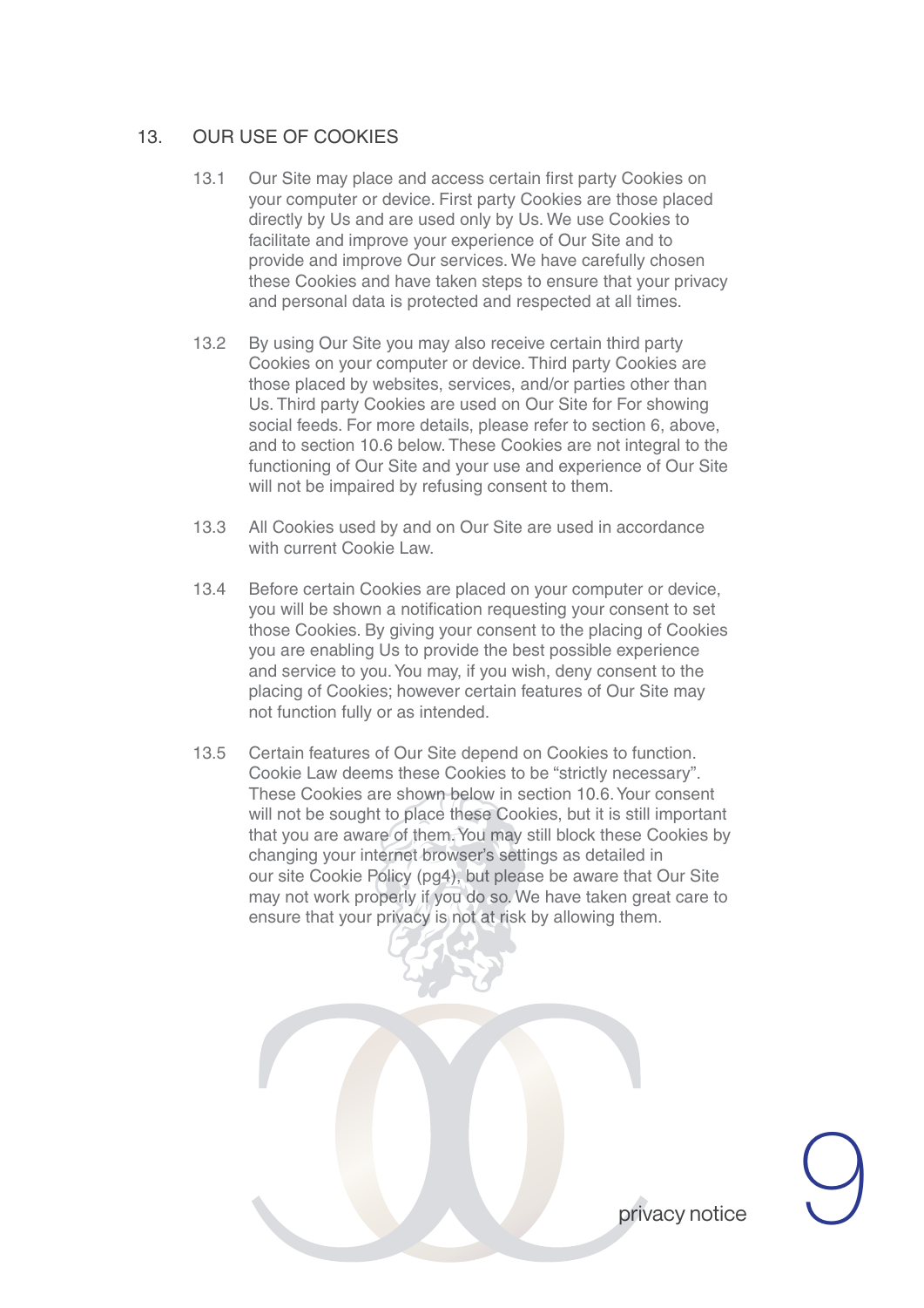## 13. OUR USE OF COOKIES

13.1 Our Site may place and access certain first party Cookies on your computer or device. First party Cookies are those placed directly by Us and are used only by Us. We use Cookies to facilitate and improve your experience of Our Site and to provide and improve Our services. We have carefully chosen these Cookies and have taken steps to ensure that your privacy and personal data is protected and respected at all times.

13.2 By using Our Site you may also receive certain third party Cookies on your computer or device. Third party Cookies are those placed by websites, services, and/or parties other than Us. Third party Cookies are used on Our Site for For showing social feeds. For more details, please refer to section 6, above, and to section 10.6 below. These Cookies are not integral to the functioning of Our Site and your use and experience of Our Site will not be impaired by refusing consent to them.

13.3 All Cookies used by and on Our Site are used in accordance with current Cookie Law.

13.4 Before certain Cookies are placed on your computer or device, you will be shown a notification requesting your consent to set those Cookies. By giving your consent to the placing of Cookies you are enabling Us to provide the best possible experience and service to you. You may, if you wish, deny consent to the placing of Cookies; however certain features of Our Site may not function fully or as intended.

13.5 Certain features of Our Site depend on Cookies to function. Cookie Law deems these Cookies to be "strictly necessary". These Cookies are shown below in section 10.6. Your consent will not be sought to place these Cookies, but it is still important that you are aware of them. You may still block these Cookies by changing your internet browser's settings as detailed in our site Cookie Policy (pg4), but please be aware that Our Site may not work properly if you do so. We have taken great care to ensure that your privacy is not at risk by allowing them.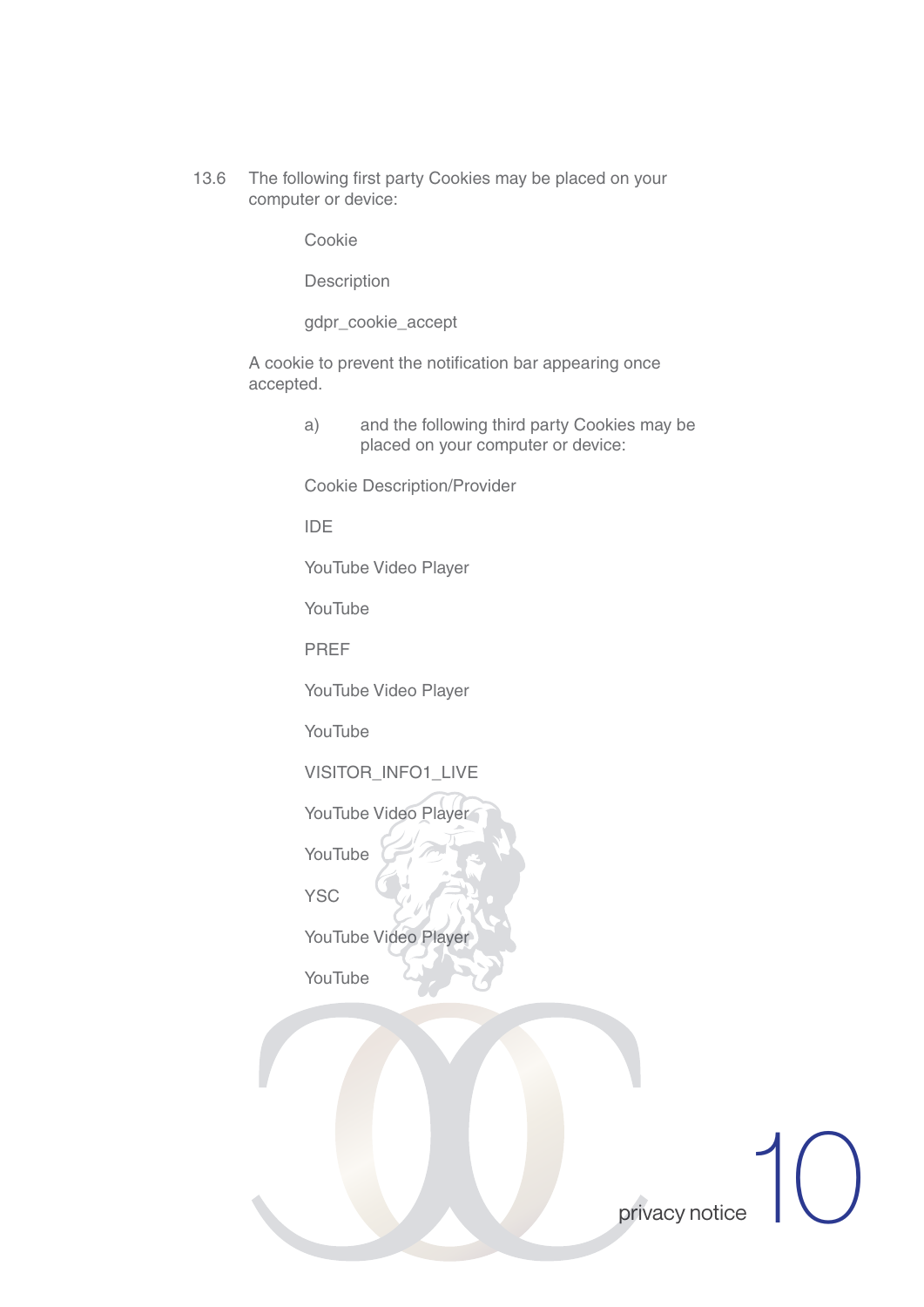13.6 The following first party Cookies may be placed on your computer or device:

| Cookie | Description |
| --- | --- |
| gdpr_cookie_accept | A cookie to prevent the notification bar appearing once accepted. |

a) and the following third party Cookies may be placed on your computer or device:

| Cookie | Description/Provider | |
| --- | --- | --- |
| IDE | YouTube Video Player | YouTube |
| PREF | YouTube Video Player | YouTube |
| VISITOR_INFO1_LIVE | YouTube Video Player | YouTube |
| YSC | YouTube Video Player | YouTube |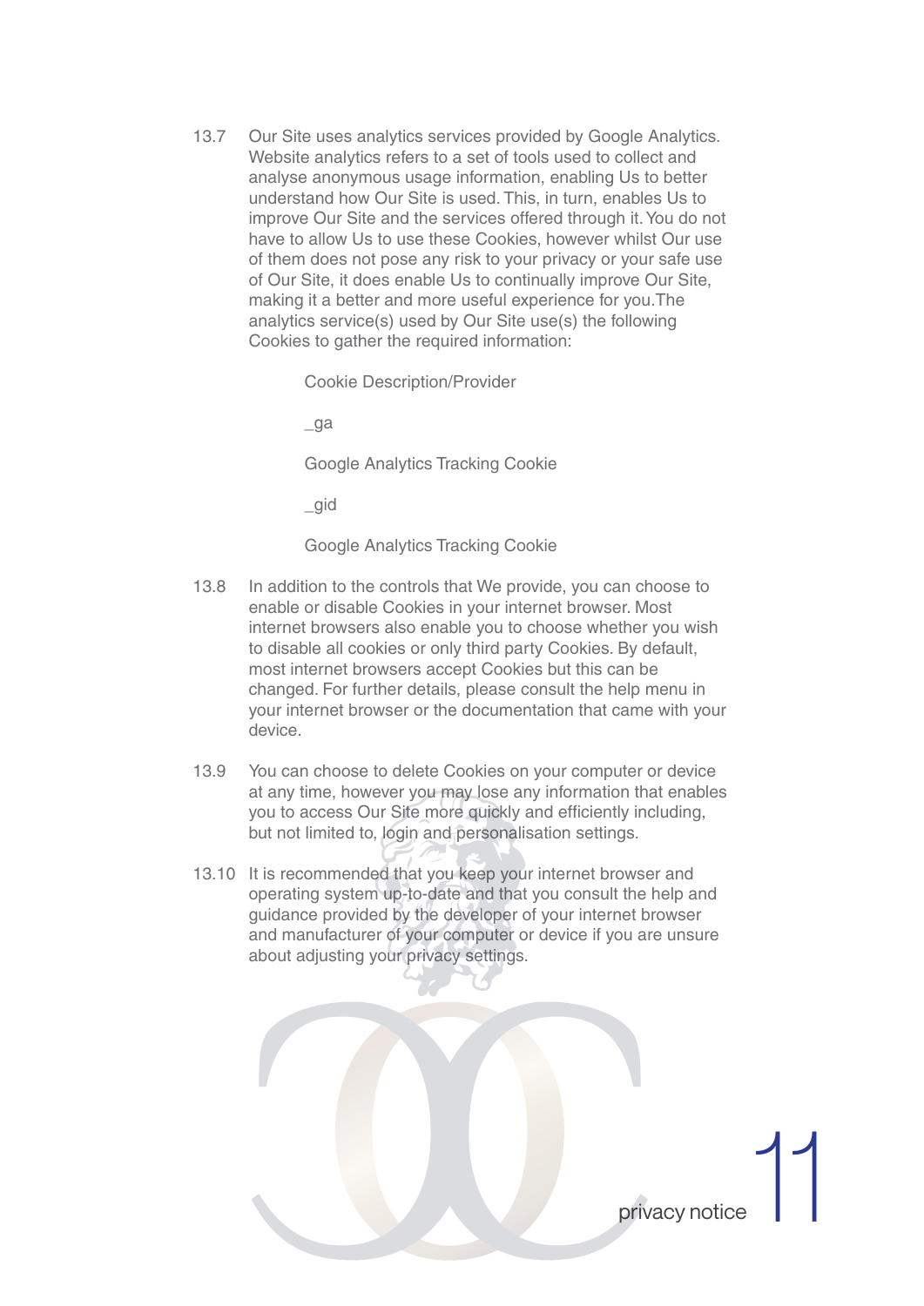13.7 Our Site uses analytics services provided by Google Analytics. Website analytics refers to a set of tools used to collect and analyse anonymous usage information, enabling Us to better understand how Our Site is used. This, in turn, enables Us to improve Our Site and the services offered through it. You do not have to allow Us to use these Cookies, however whilst Our use of them does not pose any risk to your privacy or your safe use of Our Site, it does enable Us to continually improve Our Site, making it a better and more useful experience for you. The analytics service(s) used by Our Site use(s) the following Cookies to gather the required information:

| Cookie | Description/Provider |
|---|---|
| _ga | Google Analytics Tracking Cookie |
| _gid | Google Analytics Tracking Cookie |

13.8 In addition to the controls that We provide, you can choose to enable or disable Cookies in your internet browser. Most internet browsers also enable you to choose whether you wish to disable all cookies or only third party Cookies. By default, most internet browsers accept Cookies but this can be changed. For further details, please consult the help menu in your internet browser or the documentation that came with your device.

13.9 You can choose to delete Cookies on your computer or device at any time, however you may lose any information that enables you to access Our Site more quickly and efficiently including, but not limited to, login and personalisation settings.

13.10 It is recommended that you keep your internet browser and operating system up-to-date and that you consult the help and guidance provided by the developer of your internet browser and manufacturer of your computer or device if you are unsure about adjusting your privacy settings.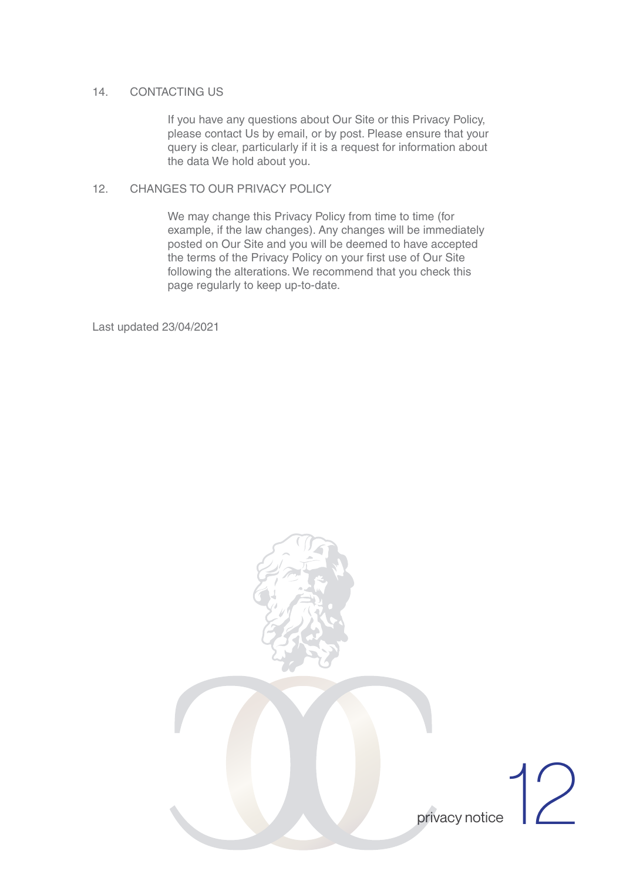## 14. CONTACTING US

If you have any questions about Our Site or this Privacy Policy, please contact Us by email, or by post. Please ensure that your query is clear, particularly if it is a request for information about the data We hold about you.

## 12. CHANGES TO OUR PRIVACY POLICY

We may change this Privacy Policy from time to time (for example, if the law changes). Any changes will be immediately posted on Our Site and you will be deemed to have accepted the terms of the Privacy Policy on your first use of Our Site following the alterations. We recommend that you check this page regularly to keep up-to-date.

Last updated 23/04/2021